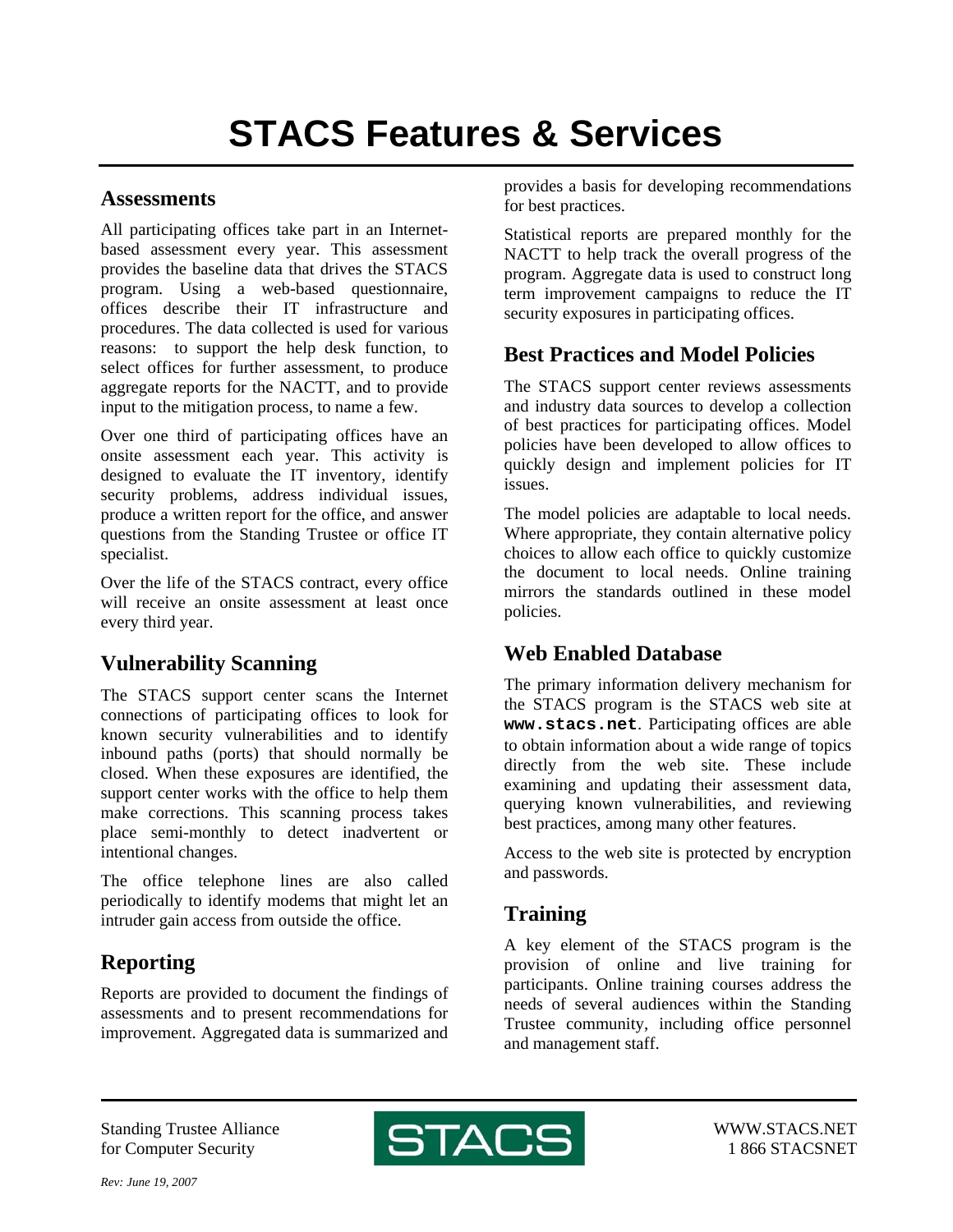# STACS Features & Services

## Assessments

All participating offices take part in an Internet-based assessment every year. This assessment provides the baseline data that drives the STACS program. Using a web-based questionnaire, offices describe their IT infrastructure and procedures. The data collected is used for various reasons: to support the help desk function, to select offices for further assessment, to produce aggregate reports for the NACTT, and to provide input to the mitigation process, to name a few.

Over one third of participating offices have an onsite assessment each year. This activity is designed to evaluate the IT inventory, identify security problems, address individual issues, produce a written report for the office, and answer questions from the Standing Trustee or office IT specialist.

Over the life of the STACS contract, every office will receive an onsite assessment at least once every third year.

## Vulnerability Scanning

The STACS support center scans the Internet connections of participating offices to look for known security vulnerabilities and to identify inbound paths (ports) that should normally be closed. When these exposures are identified, the support center works with the office to help them make corrections. This scanning process takes place semi-monthly to detect inadvertent or intentional changes.

The office telephone lines are also called periodically to identify modems that might let an intruder gain access from outside the office.

## Reporting

Reports are provided to document the findings of assessments and to present recommendations for improvement. Aggregated data is summarized and provides a basis for developing recommendations for best practices.

Statistical reports are prepared monthly for the NACTT to help track the overall progress of the program. Aggregate data is used to construct long term improvement campaigns to reduce the IT security exposures in participating offices.

## Best Practices and Model Policies

The STACS support center reviews assessments and industry data sources to develop a collection of best practices for participating offices. Model policies have been developed to allow offices to quickly design and implement policies for IT issues.

The model policies are adaptable to local needs. Where appropriate, they contain alternative policy choices to allow each office to quickly customize the document to local needs. Online training mirrors the standards outlined in these model policies.

## Web Enabled Database

The primary information delivery mechanism for the STACS program is the STACS web site at **`www.stacs.net`**. Participating offices are able to obtain information about a wide range of topics directly from the web site. These include examining and updating their assessment data, querying known vulnerabilities, and reviewing best practices, among many other features.

Access to the web site is protected by encryption and passwords.

## Training

A key element of the STACS program is the provision of online and live training for participants. Online training courses address the needs of several audiences within the Standing Trustee community, including office personnel and management staff.

Standing Trustee Alliance
for Computer Security

STACS

WWW.STACS.NET
1 866 STACSNET

*Rev: June 19, 2007*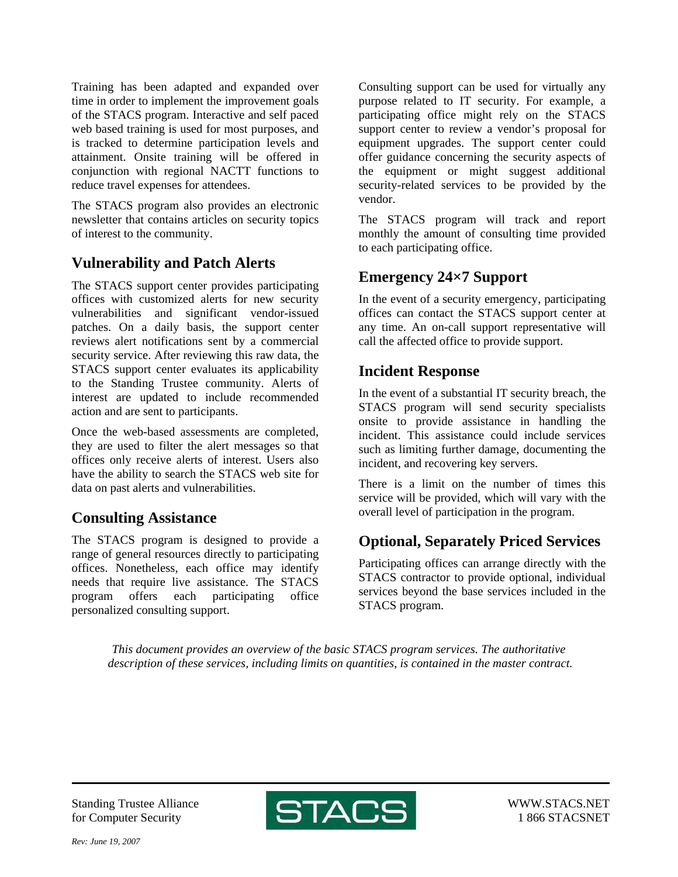Training has been adapted and expanded over time in order to implement the improvement goals of the STACS program. Interactive and self paced web based training is used for most purposes, and is tracked to determine participation levels and attainment. Onsite training will be offered in conjunction with regional NACTT functions to reduce travel expenses for attendees.

The STACS program also provides an electronic newsletter that contains articles on security topics of interest to the community.

## Vulnerability and Patch Alerts

The STACS support center provides participating offices with customized alerts for new security vulnerabilities and significant vendor-issued patches. On a daily basis, the support center reviews alert notifications sent by a commercial security service. After reviewing this raw data, the STACS support center evaluates its applicability to the Standing Trustee community. Alerts of interest are updated to include recommended action and are sent to participants.

Once the web-based assessments are completed, they are used to filter the alert messages so that offices only receive alerts of interest. Users also have the ability to search the STACS web site for data on past alerts and vulnerabilities.

## Consulting Assistance

The STACS program is designed to provide a range of general resources directly to participating offices. Nonetheless, each office may identify needs that require live assistance. The STACS program offers each participating office personalized consulting support.

Consulting support can be used for virtually any purpose related to IT security. For example, a participating office might rely on the STACS support center to review a vendor's proposal for equipment upgrades. The support center could offer guidance concerning the security aspects of the equipment or might suggest additional security-related services to be provided by the vendor.

The STACS program will track and report monthly the amount of consulting time provided to each participating office.

## Emergency 24×7 Support

In the event of a security emergency, participating offices can contact the STACS support center at any time. An on-call support representative will call the affected office to provide support.

## Incident Response

In the event of a substantial IT security breach, the STACS program will send security specialists onsite to provide assistance in handling the incident. This assistance could include services such as limiting further damage, documenting the incident, and recovering key servers.

There is a limit on the number of times this service will be provided, which will vary with the overall level of participation in the program.

## Optional, Separately Priced Services

Participating offices can arrange directly with the STACS contractor to provide optional, individual services beyond the base services included in the STACS program.

*This document provides an overview of the basic STACS program services. The authoritative description of these services, including limits on quantities, is contained in the master contract.*

Standing Trustee Alliance for Computer Security

STACS

WWW.STACS.NET
1 866 STACSNET

*Rev: June 19, 2007*